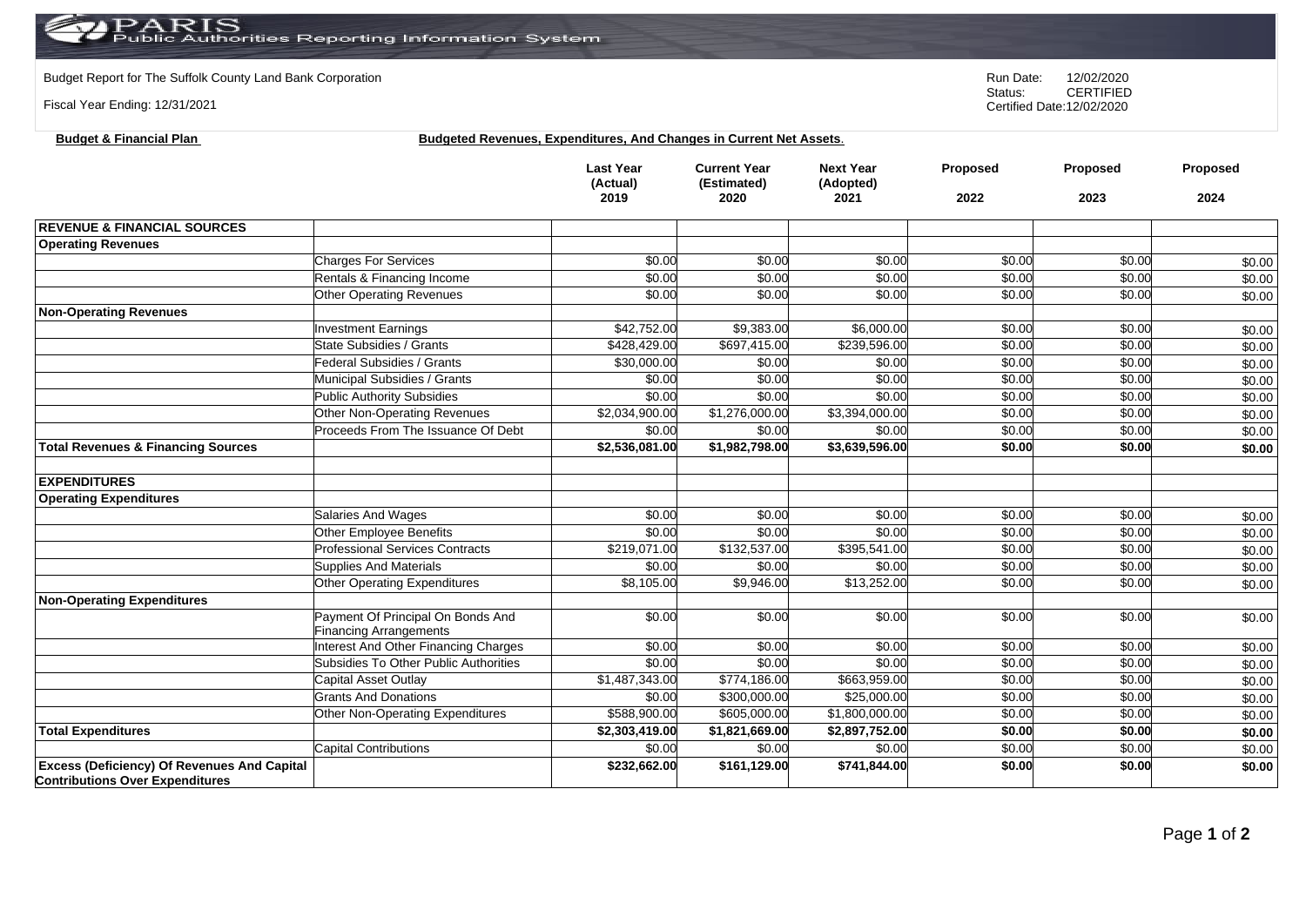PARIS Public Authorities Reporting Information System

Budget Report for The Suffolk County Land Bank Corporation

Fiscal Year Ending: 12/31/2021

Run Date: 12/02/2020
Status: CERTIFIED
Certified Date: 12/02/2020

**Budget & Financial Plan** **Budgeted Revenues, Expenditures, And Changes in Current Net Assets.**

| | | Last Year (Actual) 2019 | Current Year (Estimated) 2020 | Next Year (Adopted) 2021 | Proposed 2022 | Proposed 2023 | Proposed 2024 |
|---|---|---|---|---|---|---|---|
| **REVENUE & FINANCIAL SOURCES** | | | | | | | |
| **Operating Revenues** | | | | | | | |
| | Charges For Services | $0.00 | $0.00 | $0.00 | $0.00 | $0.00 | $0.00 |
| | Rentals & Financing Income | $0.00 | $0.00 | $0.00 | $0.00 | $0.00 | $0.00 |
| | Other Operating Revenues | $0.00 | $0.00 | $0.00 | $0.00 | $0.00 | $0.00 |
| **Non-Operating Revenues** | | | | | | | |
| | Investment Earnings | $42,752.00 | $9,383.00 | $6,000.00 | $0.00 | $0.00 | $0.00 |
| | State Subsidies / Grants | $428,429.00 | $697,415.00 | $239,596.00 | $0.00 | $0.00 | $0.00 |
| | Federal Subsidies / Grants | $30,000.00 | $0.00 | $0.00 | $0.00 | $0.00 | $0.00 |
| | Municipal Subsidies / Grants | $0.00 | $0.00 | $0.00 | $0.00 | $0.00 | $0.00 |
| | Public Authority Subsidies | $0.00 | $0.00 | $0.00 | $0.00 | $0.00 | $0.00 |
| | Other Non-Operating Revenues | $2,034,900.00 | $1,276,000.00 | $3,394,000.00 | $0.00 | $0.00 | $0.00 |
| | Proceeds From The Issuance Of Debt | $0.00 | $0.00 | $0.00 | $0.00 | $0.00 | $0.00 |
| **Total Revenues & Financing Sources** | | **$2,536,081.00** | **$1,982,798.00** | **$3,639,596.00** | **$0.00** | **$0.00** | **$0.00** |
| | | | | | | | |
| **EXPENDITURES** | | | | | | | |
| **Operating Expenditures** | | | | | | | |
| | Salaries And Wages | $0.00 | $0.00 | $0.00 | $0.00 | $0.00 | $0.00 |
| | Other Employee Benefits | $0.00 | $0.00 | $0.00 | $0.00 | $0.00 | $0.00 |
| | Professional Services Contracts | $219,071.00 | $132,537.00 | $395,541.00 | $0.00 | $0.00 | $0.00 |
| | Supplies And Materials | $0.00 | $0.00 | $0.00 | $0.00 | $0.00 | $0.00 |
| | Other Operating Expenditures | $8,105.00 | $9,946.00 | $13,252.00 | $0.00 | $0.00 | $0.00 |
| **Non-Operating Expenditures** | | | | | | | |
| | Payment Of Principal On Bonds And Financing Arrangements | $0.00 | $0.00 | $0.00 | $0.00 | $0.00 | $0.00 |
| | Interest And Other Financing Charges | $0.00 | $0.00 | $0.00 | $0.00 | $0.00 | $0.00 |
| | Subsidies To Other Public Authorities | $0.00 | $0.00 | $0.00 | $0.00 | $0.00 | $0.00 |
| | Capital Asset Outlay | $1,487,343.00 | $774,186.00 | $663,959.00 | $0.00 | $0.00 | $0.00 |
| | Grants And Donations | $0.00 | $300,000.00 | $25,000.00 | $0.00 | $0.00 | $0.00 |
| | Other Non-Operating Expenditures | $588,900.00 | $605,000.00 | $1,800,000.00 | $0.00 | $0.00 | $0.00 |
| **Total Expenditures** | | **$2,303,419.00** | **$1,821,669.00** | **$2,897,752.00** | **$0.00** | **$0.00** | **$0.00** |
| | Capital Contributions | $0.00 | $0.00 | $0.00 | $0.00 | $0.00 | $0.00 |
| **Excess (Deficiency) Of Revenues And Capital Contributions Over Expenditures** | | **$232,662.00** | **$161,129.00** | **$741,844.00** | **$0.00** | **$0.00** | **$0.00** |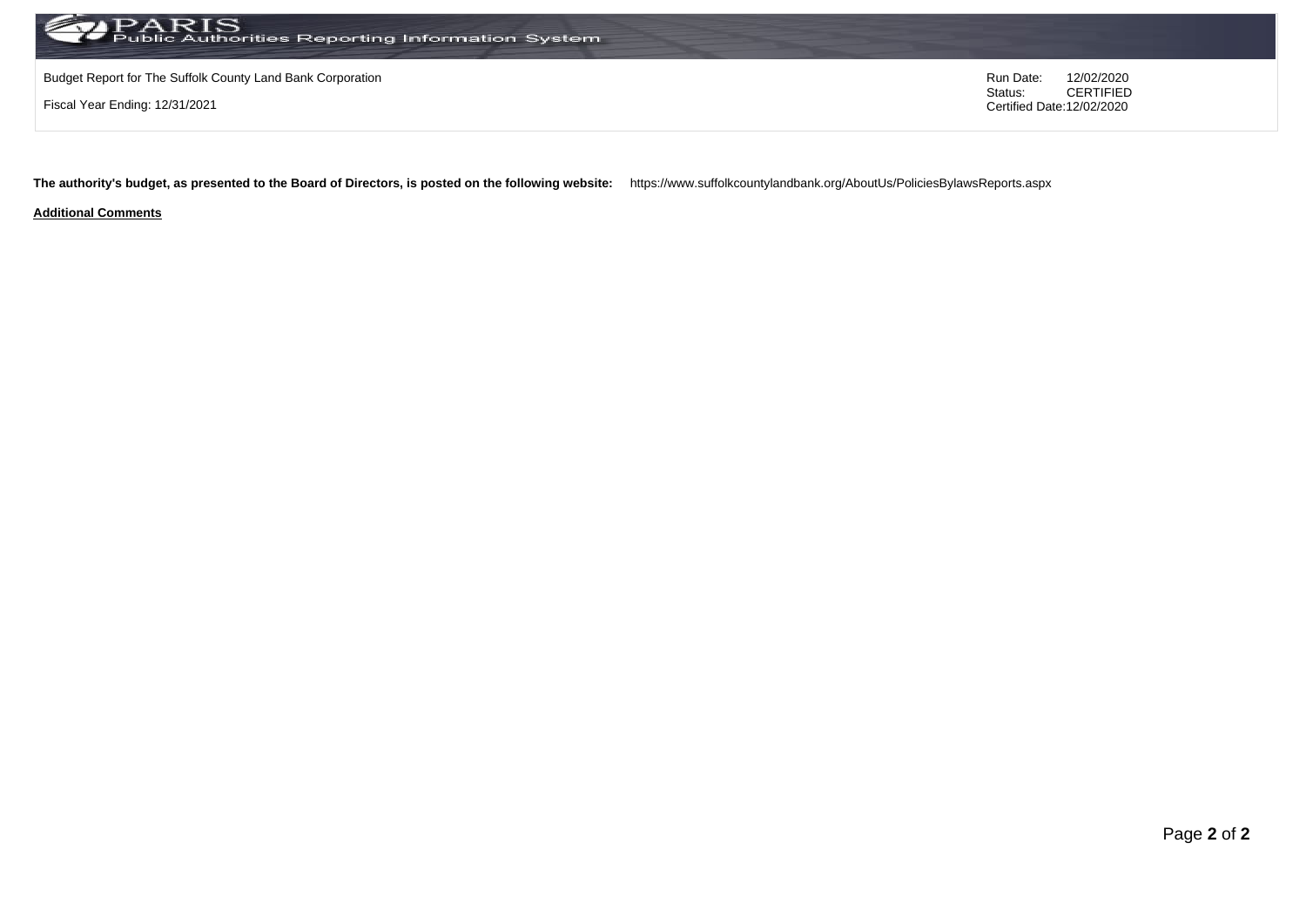Budget Report for The Suffolk County Land Bank Corporation

Fiscal Year Ending: 12/31/2021

Run Date: 12/02/2020
Status: CERTIFIED
Certified Date: 12/02/2020

**The authority's budget, as presented to the Board of Directors, is posted on the following website:** https://www.suffolkcountylandbank.org/AboutUs/PoliciesBylawsReports.aspx

**Additional Comments**